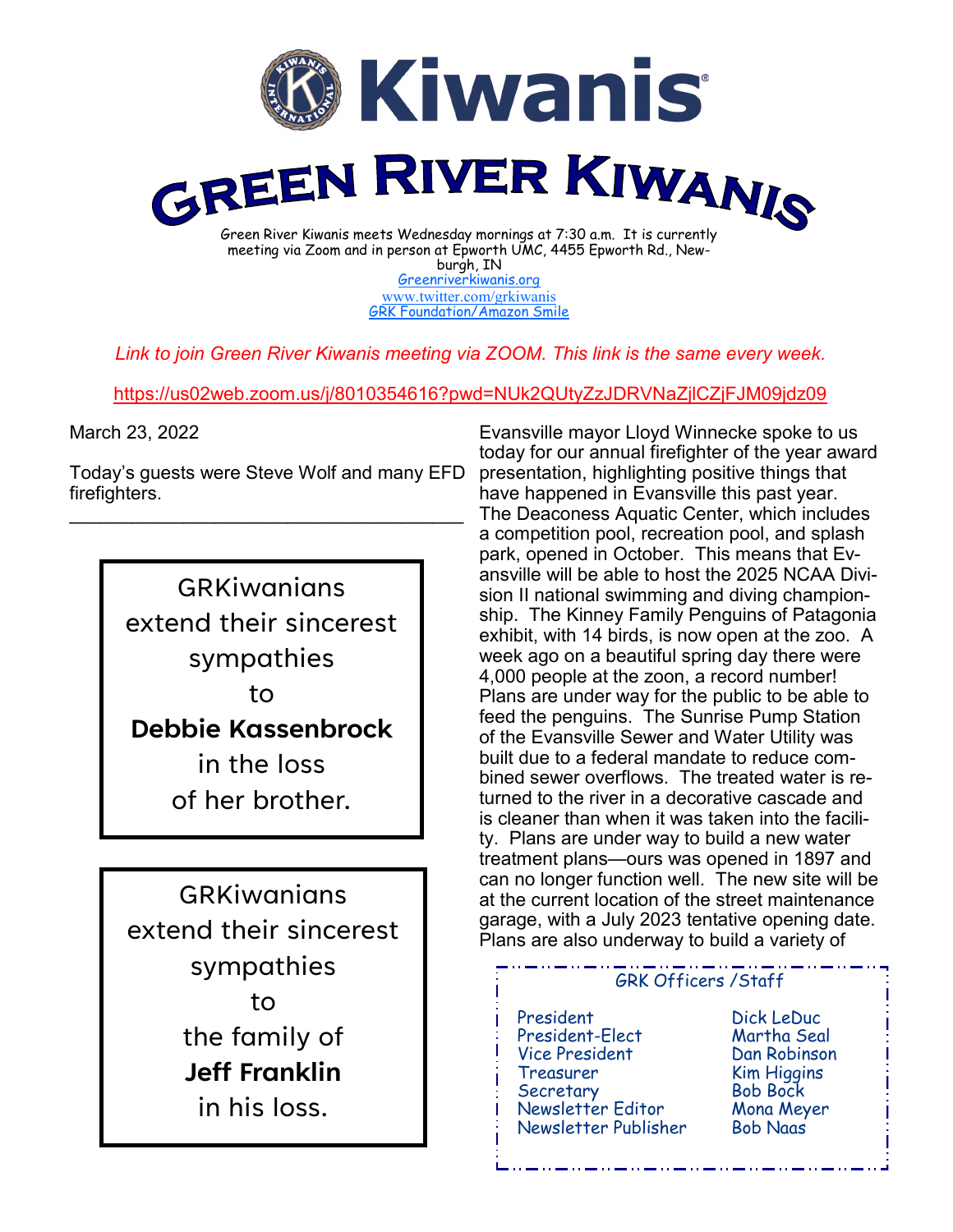# Kiwanis

# GREEN RIVER KIWANIS

Green River Kiwanis meets Wednesday mornings at 7:30 a.m. It is currently meeting via Zoom and in person at Epworth UMC, 4455 Epworth Rd., Newburgh, IN

Greenriverkiwanis.org

www.twitter.com/grkiwanis

GRK Foundation/Amazon Smile

*Link to join Green River Kiwanis meeting via ZOOM. This link is the same every week.*

https://us02web.zoom.us/j/8010354616?pwd=NUk2QUtyZzJDRVNaZjlCZjFJM09jdz09

March 23, 2022

Today's guests were Steve Wolf and many EFD firefighters.

---

GRKiwanians extend their sincerest sympathies to **Debbie Kassenbrock** in the loss of her brother.

GRKiwanians extend their sincerest sympathies to the family of **Jeff Franklin** in his loss.

Evansville mayor Lloyd Winnecke spoke to us today for our annual firefighter of the year award presentation, highlighting positive things that have happened in Evansville this past year. The Deaconess Aquatic Center, which includes a competition pool, recreation pool, and splash park, opened in October. This means that Evansville will be able to host the 2025 NCAA Division II national swimming and diving championship. The Kinney Family Penguins of Patagonia exhibit, with 14 birds, is now open at the zoo. A week ago on a beautiful spring day there were 4,000 people at the zoon, a record number! Plans are under way for the public to be able to feed the penguins. The Sunrise Pump Station of the Evansville Sewer and Water Utility was built due to a federal mandate to reduce combined sewer overflows. The treated water is returned to the river in a decorative cascade and is cleaner than when it was taken into the facility. Plans are under way to build a new water treatment plans—ours was opened in 1897 and can no longer function well. The new site will be at the current location of the street maintenance garage, with a July 2023 tentative opening date. Plans are also underway to build a variety of

### GRK Officers /Staff

| | |
|---|---|
| President | Dick LeDuc |
| President-Elect | Martha Seal |
| Vice President | Dan Robinson |
| Treasurer | Kim Higgins |
| Secretary | Bob Bock |
| Newsletter Editor | Mona Meyer |
| Newsletter Publisher | Bob Naas |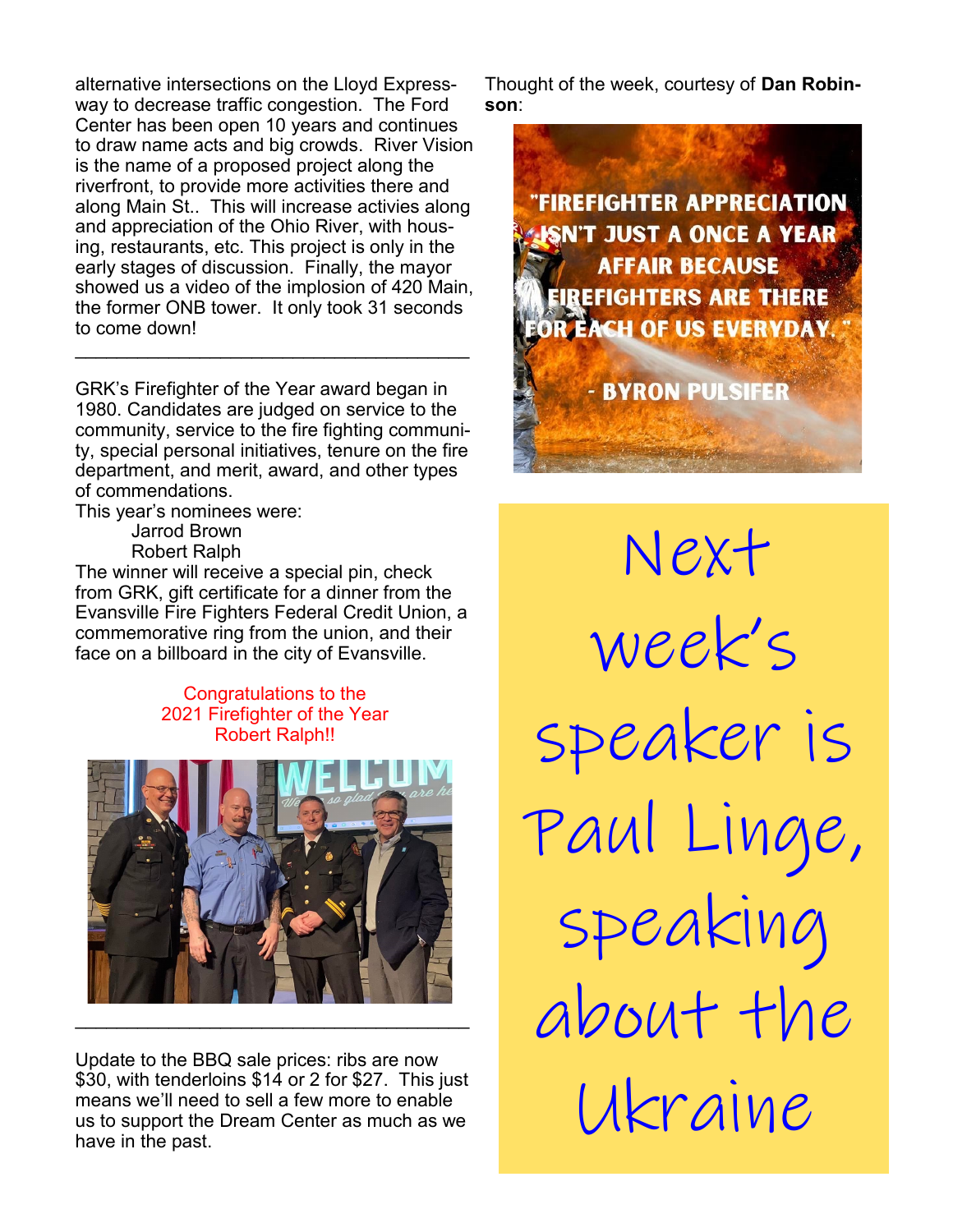alternative intersections on the Lloyd Expressway to decrease traffic congestion. The Ford Center has been open 10 years and continues to draw name acts and big crowds. River Vision is the name of a proposed project along the riverfront, to provide more activities there and along Main St.. This will increase activies along and appreciation of the Ohio River, with housing, restaurants, etc. This project is only in the early stages of discussion. Finally, the mayor showed us a video of the implosion of 420 Main, the former ONB tower. It only took 31 seconds to come down!

---

GRK's Firefighter of the Year award began in 1980. Candidates are judged on service to the community, service to the fire fighting community, special personal initiatives, tenure on the fire department, and merit, award, and other types of commendations.

This year's nominees were:

- Jarrod Brown
- Robert Ralph

The winner will receive a special pin, check from GRK, gift certificate for a dinner from the Evansville Fire Fighters Federal Credit Union, a commemorative ring from the union, and their face on a billboard in the city of Evansville.

Congratulations to the
2021 Firefighter of the Year
Robert Ralph!!

---

Update to the BBQ sale prices: ribs are now $30, with tenderloins $14 or 2 for $27. This just means we'll need to sell a few more to enable us to support the Dream Center as much as we have in the past.

Thought of the week, courtesy of **Dan Robinson**:

"FIREFIGHTER APPRECIATION ISN'T JUST A ONCE A YEAR AFFAIR BECAUSE FIREFIGHTERS ARE THERE FOR EACH OF US EVERYDAY."

- BYRON PULSIFER

Next week's speaker is Paul Linge, speaking about the Ukraine